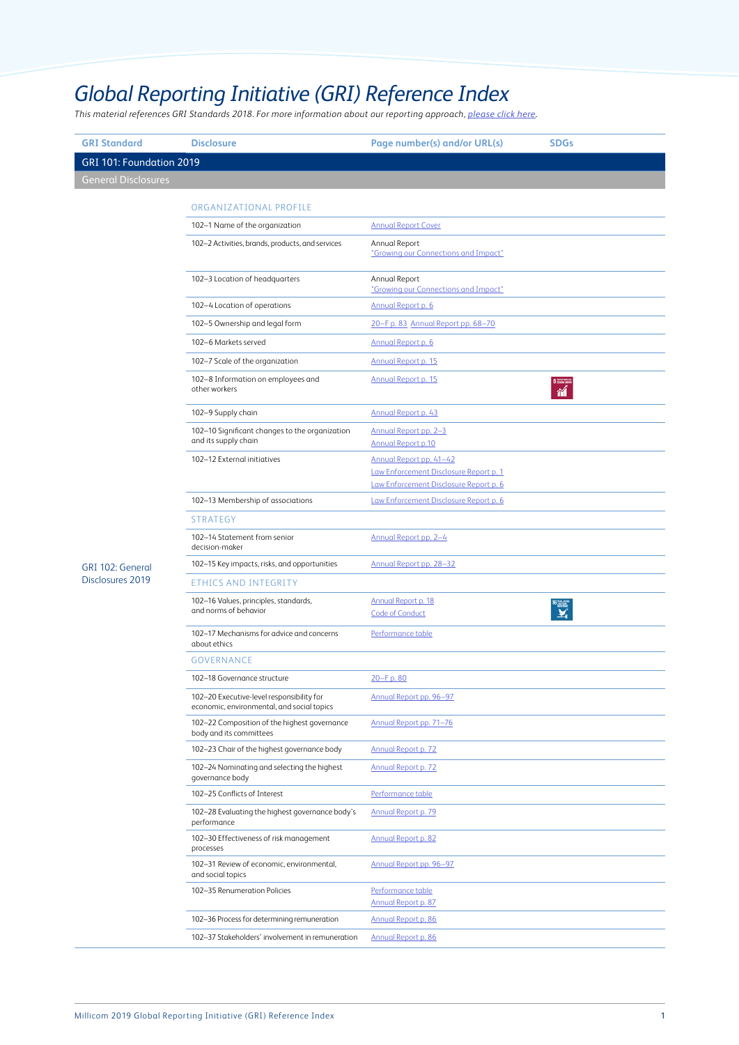# Global Reporting Initiative (GRI) Reference Index

*This material references GRI Standards 2018. For more information about our reporting approach, please click here.*

| GRI Standard | Disclosure | Page number(s) and/or URL(s) | SDGs |
|---|---|---|---|
| **GRI 101: Foundation 2019** | | | |
| General Disclosures | | | |
| GRI 102: General Disclosures 2019 | ORGANIZATIONAL PROFILE | | |
| | 102–1 Name of the organization | Annual Report Cover | |
| | 102–2 Activities, brands, products, and services | Annual Report "Growing our Connections and Impact" | |
| | 102–3 Location of headquarters | Annual Report "Growing our Connections and Impact" | |
| | 102–4 Location of operations | Annual Report p. 6 | |
| | 102–5 Ownership and legal form | 20–F p. 83 Annual Report pp. 68–70 | |
| | 102–6 Markets served | Annual Report p. 6 | |
| | 102–7 Scale of the organization | Annual Report p. 15 | |
| | 102–8 Information on employees and other workers | Annual Report p. 15 | 8 |
| | 102–9 Supply chain | Annual Report p. 43 | |
| | 102–10 Significant changes to the organization and its supply chain | Annual Report pp. 2–3<br>Annual Report p.10 | |
| | 102–12 External initiatives | Annual Report pp. 41–42<br>Law Enforcement Disclosure Report p. 1<br>Law Enforcement Disclosure Report p. 6 | |
| | 102–13 Membership of associations | Law Enforcement Disclosure Report p. 6 | |
| | STRATEGY | | |
| | 102–14 Statement from senior decision-maker | Annual Report pp. 2–4 | |
| | 102–15 Key impacts, risks, and opportunities | Annual Report pp. 28–32 | |
| | ETHICS AND INTEGRITY | | |
| | 102–16 Values, principles, standards, and norms of behavior | Annual Report p. 18<br>Code of Conduct | 16 |
| | 102–17 Mechanisms for advice and concerns about ethics | Performance table | |
| | GOVERNANCE | | |
| | 102–18 Governance structure | 20–F p. 80 | |
| | 102–20 Executive-level responsibility for economic, environmental, and social topics | Annual Report pp. 96–97 | |
| | 102–22 Composition of the highest governance body and its committees | Annual Report pp. 71–76 | |
| | 102–23 Chair of the highest governance body | Annual Report p. 72 | |
| | 102–24 Nominating and selecting the highest governance body | Annual Report p. 72 | |
| | 102–25 Conflicts of Interest | Performance table | |
| | 102–28 Evaluating the highest governance body's performance | Annual Report p. 79 | |
| | 102–30 Effectiveness of risk management processes | Annual Report p. 82 | |
| | 102–31 Review of economic, environmental, and social topics | Annual Report pp. 96–97 | |
| | 102–35 Renumeration Policies | Performance table<br>Annual Report p. 87 | |
| | 102–36 Process for determining renumeration | Annual Report p. 86 | |
| | 102–37 Stakeholders' involvement in renumeration | Annual Report p. 86 | |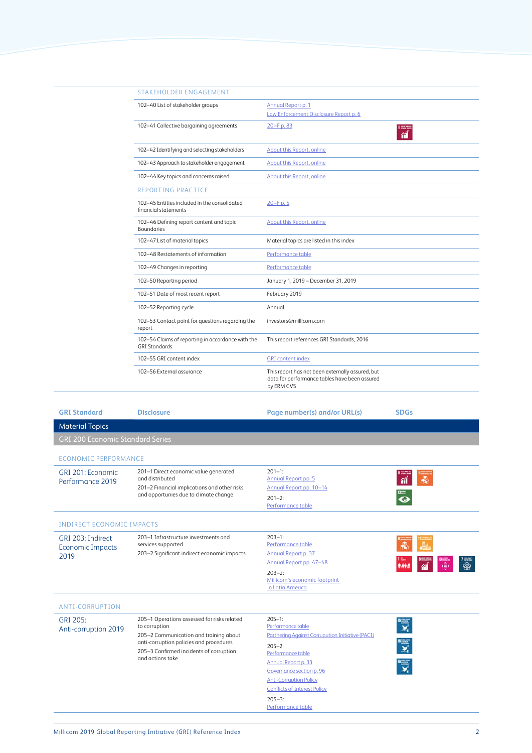| | | | |
|---|---|---|---|
| | **STAKEHOLDER ENGAGEMENT** | | |
| | 102–40 List of stakeholder groups | Annual Report p. 1<br>Law Enforcement Disclosure Report p. 6 | |
| | 102–41 Collective bargaining agreements | 20–F p. 83 | 8 |
| | 102–42 Identifying and selecting stakeholders | About this Report, online | |
| | 102–43 Approach to stakeholder engagement | About this Report, online | |
| | 102–44 Key topics and concerns raised | About this Report, online | |
| | **REPORTING PRACTICE** | | |
| | 102–45 Entities included in the consolidated financial statements | 20–F p. 5 | |
| | 102–46 Defining report content and topic Boundaries | About this Report, online | |
| | 102–47 List of material topics | Material topics are listed in this index | |
| | 102–48 Restatements of information | Performance table | |
| | 102–49 Changes in reporting | Performance table | |
| | 102–50 Reporting period | January 1, 2019 – December 31, 2019 | |
| | 102–51 Date of most recent report | February 2019 | |
| | 102–52 Reporting cycle | Annual | |
| | 102–53 Contact point for questions regarding the report | investors@millicom.com | |
| | 102–54 Claims of reporting in accordance with the GRI Standards | This report references GRI Standards, 2016 | |
| | 102–55 GRI content index | GRI content index | |
| | 102–56 External assurance | This report has not been externally assured, but data for performance tables have been assured by ERM CVS | |

| GRI Standard | Disclosure | Page number(s) and/or URL(s) | SDGs |
|---|---|---|---|
| **Material Topics** | | | |
| **GRI 200 Economic Standard Series** | | | |
| **ECONOMIC PERFORMANCE** | | | |
| GRI 201: Economic Performance 2019 | 201–1 Direct economic value generated and distributed<br>201–2 Financial implications and other risks and opportunities due to climate change | 201–1:<br>Annual Report pp. 5<br>Annual Report pp. 10–14<br>201–2:<br>Performance table | 8, 9, 13 |
| **INDIRECT ECONOMIC IMPACTS** | | | |
| GRI 203: Indirect Economic Impacts 2019 | 203–1 Infrastructure investments and services supported<br>203–2 Significant indirect economic impacts | 203–1:<br>Performance table<br>Annual Report p. 37<br>Annual Report pp. 47–48<br>203–2:<br>Millicom's economic footprint in Latin America | 9, 11, 1, 8, 10, 17 |
| **ANTI-CORRUPTION** | | | |
| GRI 205: Anti-corruption 2019 | 205–1 Operations assessed for risks related to corruption<br>205–2 Communication and training about anti-corruption policies and procedures<br>205–3 Confirmed incidents of corruption and actions take | 205–1:<br>Performance table<br>Partnering Against Corruption Initiative (PACI)<br>205–2:<br>Performance table<br>Annual Report p. 33<br>Governance section p. 96<br>Anti-Corruption Policy<br>Conflicts of Interest Policy<br>205–3:<br>Performance table | 16, 16, 16 |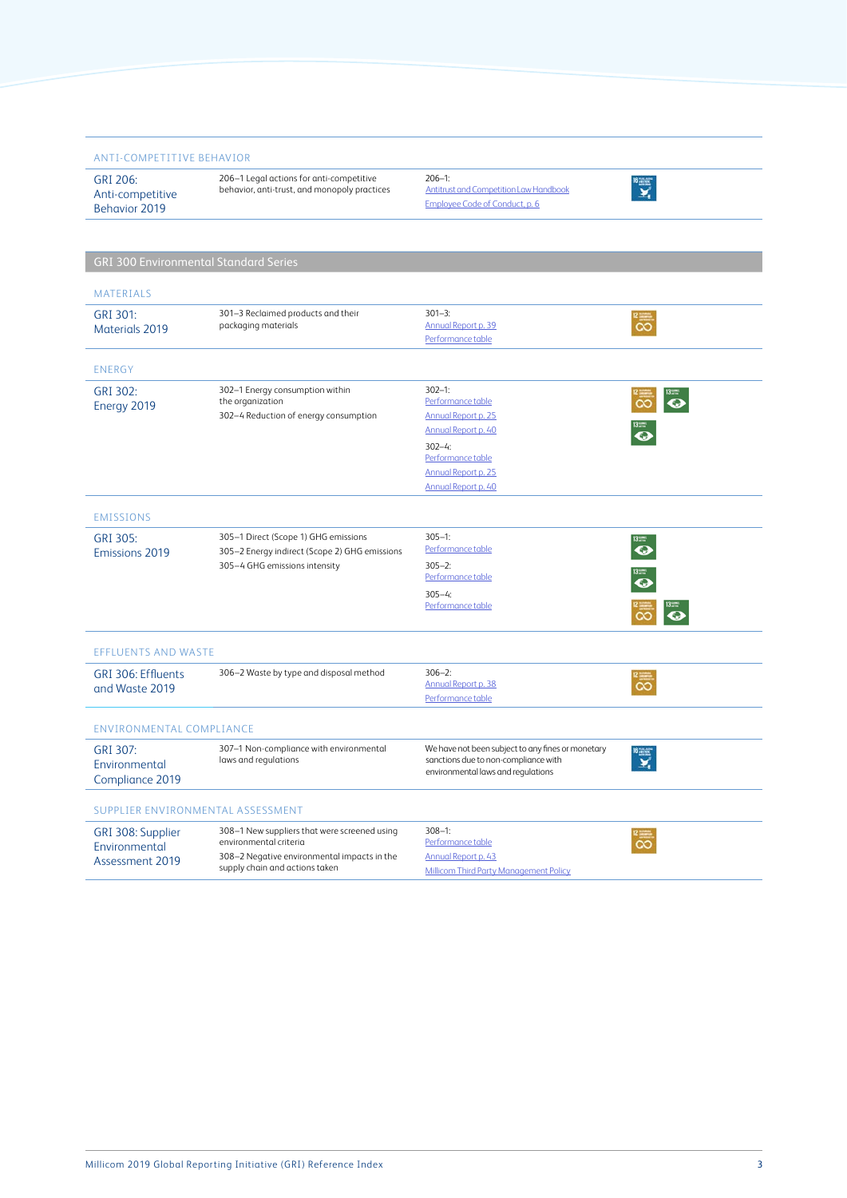| | | | |
|---|---|---|---|
| **ANTI-COMPETITIVE BEHAVIOR** | | | |
| GRI 206: Anti-competitive Behavior 2019 | 206–1 Legal actions for anti-competitive behavior, anti-trust, and monopoly practices | 206–1: Antitrust and Competition Law Handbook<br>Employee Code of Conduct, p. 6 | 16 |

## GRI 300 Environmental Standard Series

| | | | |
|---|---|---|---|
| **MATERIALS** | | | |
| GRI 301: Materials 2019 | 301–3 Reclaimed products and their packaging materials | 301–3: Annual Report p. 39<br>Performance table | 12 |
| **ENERGY** | | | |
| GRI 302: Energy 2019 | 302–1 Energy consumption within the organization<br>302–4 Reduction of energy consumption | 302–1: Performance table<br>Annual Report p. 25<br>Annual Report p. 40<br>302–4: Performance table<br>Annual Report p. 25<br>Annual Report p. 40 | 12, 13<br>13 |
| **EMISSIONS** | | | |
| GRI 305: Emissions 2019 | 305–1 Direct (Scope 1) GHG emissions<br>305–2 Energy indirect (Scope 2) GHG emissions<br>305–4 GHG emissions intensity | 305–1: Performance table<br>305–2: Performance table<br>305–4: Performance table | 13<br>13<br>12, 13 |
| **EFFLUENTS AND WASTE** | | | |
| GRI 306: Effluents and Waste 2019 | 306–2 Waste by type and disposal method | 306–2: Annual Report p. 38<br>Performance table | 12 |
| **ENVIRONMENTAL COMPLIANCE** | | | |
| GRI 307: Environmental Compliance 2019 | 307–1 Non-compliance with environmental laws and regulations | We have not been subject to any fines or monetary sanctions due to non-compliance with environmental laws and regulations | 16 |
| **SUPPLIER ENVIRONMENTAL ASSESSMENT** | | | |
| GRI 308: Supplier Environmental Assessment 2019 | 308–1 New suppliers that were screened using environmental criteria<br>308–2 Negative environmental impacts in the supply chain and actions taken | 308–1: Performance table<br>Annual Report p. 43<br>Millicom Third Party Management Policy | 12 |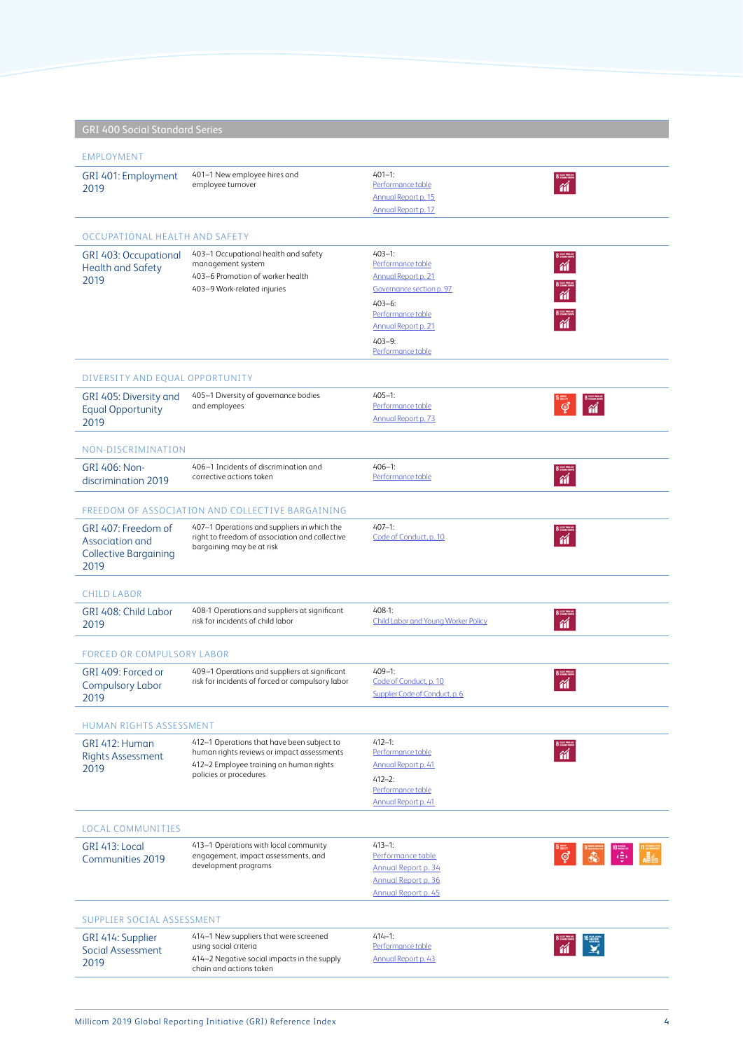## GRI 400 Social Standard Series

### EMPLOYMENT

| | | | |
|---|---|---|---|
| GRI 401: Employment 2019 | 401–1 New employee hires and employee turnover | 401–1: Performance table; Annual Report p. 15; Annual Report p. 17 | 8 |

### OCCUPATIONAL HEALTH AND SAFETY

| | | | |
|---|---|---|---|
| GRI 403: Occupational Health and Safety 2019 | 403–1 Occupational health and safety management system; 403–6 Promotion of worker health; 403–9 Work-related injuries | 403–1: Performance table; Annual Report p. 21; Governance section p. 97; 403–6: Performance table; Annual Report p. 21; 403–9: Performance table | 8, 8, 8 |

### DIVERSITY AND EQUAL OPPORTUNITY

| | | | |
|---|---|---|---|
| GRI 405: Diversity and Equal Opportunity 2019 | 405–1 Diversity of governance bodies and employees | 405–1: Performance table; Annual Report p. 73 | 5, 8 |

### NON-DISCRIMINATION

| | | | |
|---|---|---|---|
| GRI 406: Non-discrimination 2019 | 406–1 Incidents of discrimination and corrective actions taken | 406–1: Performance table | 8 |

### FREEDOM OF ASSOCIATION AND COLLECTIVE BARGAINING

| | | | |
|---|---|---|---|
| GRI 407: Freedom of Association and Collective Bargaining 2019 | 407–1 Operations and suppliers in which the right to freedom of association and collective bargaining may be at risk | 407–1: Code of Conduct, p. 10 | 8 |

### CHILD LABOR

| | | | |
|---|---|---|---|
| GRI 408: Child Labor 2019 | 408-1 Operations and suppliers at significant risk for incidents of child labor | 408-1: Child Labor and Young Worker Policy | 8 |

### FORCED OR COMPULSORY LABOR

| | | | |
|---|---|---|---|
| GRI 409: Forced or Compulsory Labor 2019 | 409–1 Operations and suppliers at significant risk for incidents of forced or compulsory labor | 409–1: Code of Conduct, p. 10; Supplier Code of Conduct, p. 6 | 8 |

### HUMAN RIGHTS ASSESSMENT

| | | | |
|---|---|---|---|
| GRI 412: Human Rights Assessment 2019 | 412–1 Operations that have been subject to human rights reviews or impact assessments; 412–2 Employee training on human rights policies or procedures | 412–1: Performance table; Annual Report p. 41; 412–2: Performance table; Annual Report p. 41 | 8 |

### LOCAL COMMUNITIES

| | | | |
|---|---|---|---|
| GRI 413: Local Communities 2019 | 413–1 Operations with local community engagement, impact assessments, and development programs | 413–1: Performance table; Annual Report p. 34; Annual Report p. 36; Annual Report p. 45 | 5, 9, 10, 11 |

### SUPPLIER SOCIAL ASSESSMENT

| | | | |
|---|---|---|---|
| GRI 414: Supplier Social Assessment 2019 | 414–1 New suppliers that were screened using social criteria; 414–2 Negative social impacts in the supply chain and actions taken | 414–1: Performance table; Annual Report p. 43 | 8, 16 |

Millicom 2019 Global Reporting Initiative (GRI) Reference Index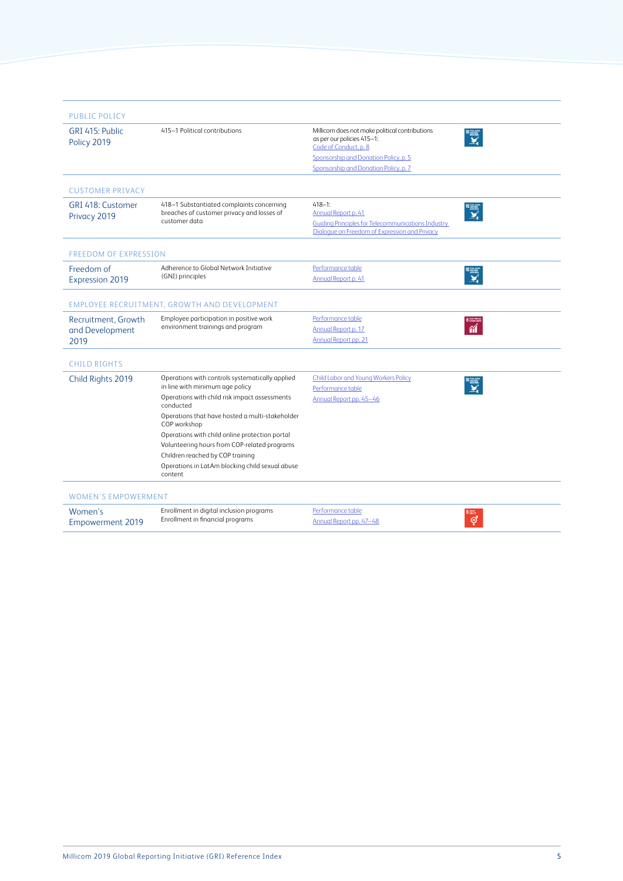| | | | |
|---|---|---|---|
| **PUBLIC POLICY** | | | |
| GRI 415: Public Policy 2019 | 415–1 Political contributions | Millicom does not make political contributions as per our policies 415–1: Code of Conduct, p. 8<br>Sponsorship and Donation Policy, p. 5<br>Sponsorship and Donation Policy, p. 7 | |
| **CUSTOMER PRIVACY** | | | |
| GRI 418: Customer Privacy 2019 | 418–1 Substantiated complaints concerning breaches of customer privacy and losses of customer data | 418–1:<br>Annual Report p. 41<br>Guiding Principles for Telecommunications Industry Dialogue on Freedom of Expression and Privacy | |
| **FREEDOM OF EXPRESSION** | | | |
| Freedom of Expression 2019 | Adherence to Global Network Initiative (GNI) principles | Performance table<br>Annual Report p. 41 | |
| **EMPLOYEE RECRUITMENT, GROWTH AND DEVELOPMENT** | | | |
| Recruitment, Growth and Development 2019 | Employee participation in positive work environment trainings and program | Performance table<br>Annual Report p. 17<br>Annual Report pp. 21 | |
| **CHILD RIGHTS** | | | |
| Child Rights 2019 | Operations with controls systematically applied in line with minimum age policy<br>Operations with child risk impact assessments conducted<br>Operations that have hosted a multi-stakeholder COP workshop<br>Operations with child online protection portal<br>Volunteering hours from COP-related programs<br>Children reached by COP training<br>Operations in LatAm blocking child sexual abuse content | Child Labor and Young Workers Policy<br>Performance table<br>Annual Report pp. 45–46 | |
| **WOMEN'S EMPOWERMENT** | | | |
| Women's Empowerment 2019 | Enrollment in digital inclusion programs<br>Enrollment in financial programs | Performance table<br>Annual Report pp. 47–48 | |